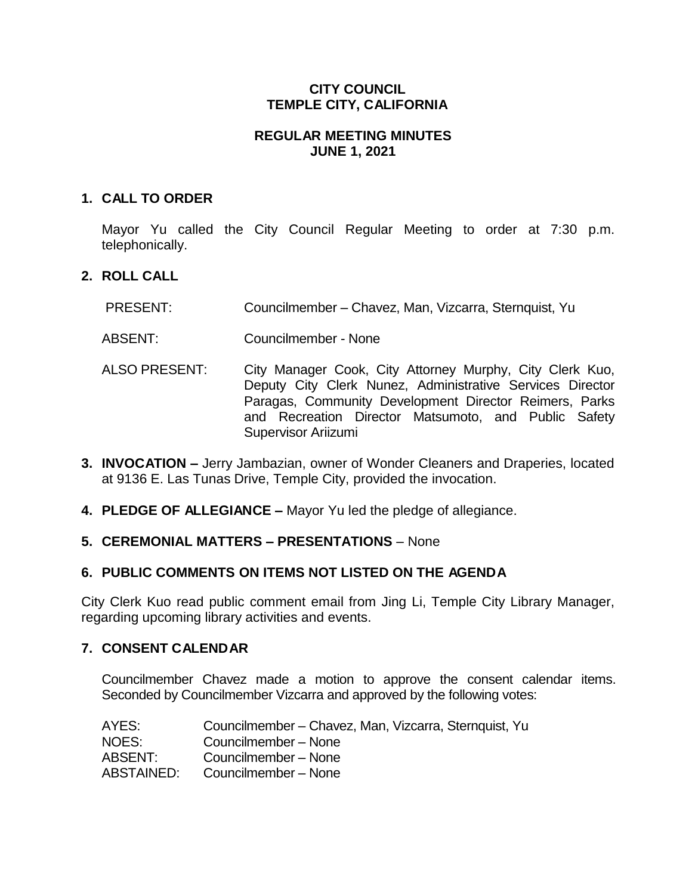**CITY COUNCIL**
**TEMPLE CITY, CALIFORNIA**

**REGULAR MEETING MINUTES**
**JUNE 1, 2021**

## 1. CALL TO ORDER

Mayor Yu called the City Council Regular Meeting to order at 7:30 p.m. telephonically.

## 2. ROLL CALL

| | |
|---|---|
| PRESENT: | Councilmember – Chavez, Man, Vizcarra, Sternquist, Yu |
| ABSENT: | Councilmember - None |
| ALSO PRESENT: | City Manager Cook, City Attorney Murphy, City Clerk Kuo, Deputy City Clerk Nunez, Administrative Services Director Paragas, Community Development Director Reimers, Parks and Recreation Director Matsumoto, and Public Safety Supervisor Ariizumi |

## 3. INVOCATION – Jerry Jambazian, owner of Wonder Cleaners and Draperies, located at 9136 E. Las Tunas Drive, Temple City, provided the invocation.

## 4. PLEDGE OF ALLEGIANCE – Mayor Yu led the pledge of allegiance.

## 5. CEREMONIAL MATTERS – PRESENTATIONS – None

## 6. PUBLIC COMMENTS ON ITEMS NOT LISTED ON THE AGENDA

City Clerk Kuo read public comment email from Jing Li, Temple City Library Manager, regarding upcoming library activities and events.

## 7. CONSENT CALENDAR

Councilmember Chavez made a motion to approve the consent calendar items. Seconded by Councilmember Vizcarra and approved by the following votes:

| | |
|---|---|
| AYES: | Councilmember – Chavez, Man, Vizcarra, Sternquist, Yu |
| NOES: | Councilmember – None |
| ABSENT: | Councilmember – None |
| ABSTAINED: | Councilmember – None |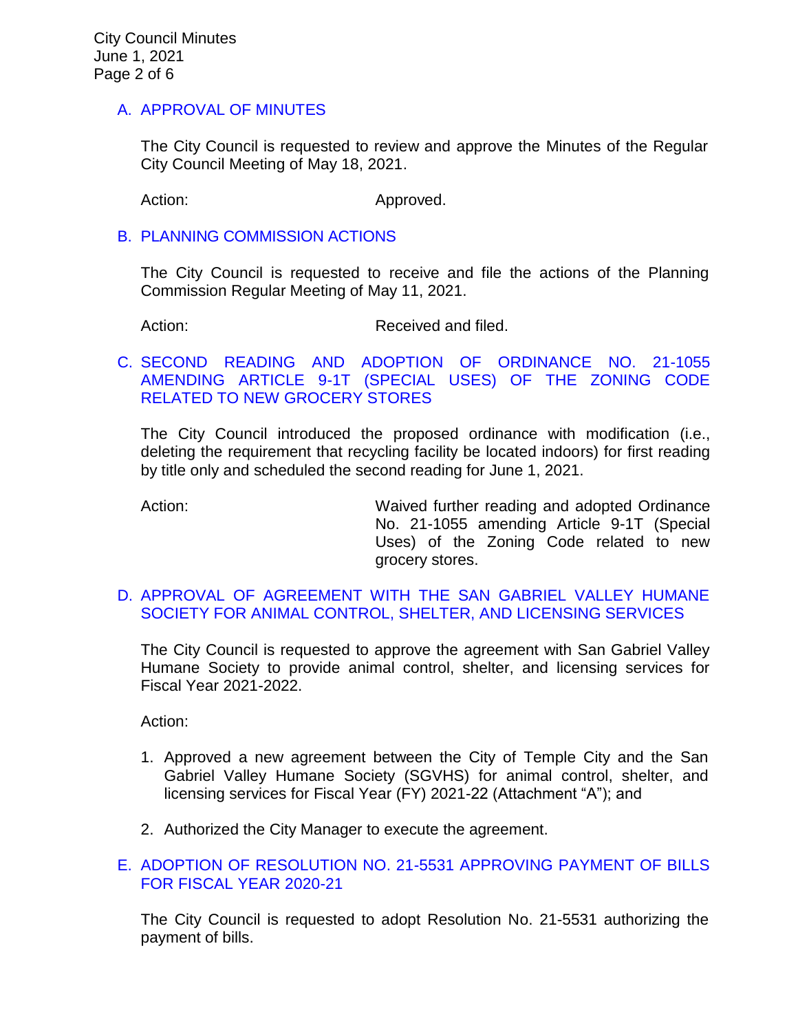## A. APPROVAL OF MINUTES

The City Council is requested to review and approve the Minutes of the Regular City Council Meeting of May 18, 2021.

Action: Approved.

## B. PLANNING COMMISSION ACTIONS

The City Council is requested to receive and file the actions of the Planning Commission Regular Meeting of May 11, 2021.

Action: Received and filed.

## C. SECOND READING AND ADOPTION OF ORDINANCE NO. 21-1055 AMENDING ARTICLE 9-1T (SPECIAL USES) OF THE ZONING CODE RELATED TO NEW GROCERY STORES

The City Council introduced the proposed ordinance with modification (i.e., deleting the requirement that recycling facility be located indoors) for first reading by title only and scheduled the second reading for June 1, 2021.

Action: Waived further reading and adopted Ordinance No. 21-1055 amending Article 9-1T (Special Uses) of the Zoning Code related to new grocery stores.

## D. APPROVAL OF AGREEMENT WITH THE SAN GABRIEL VALLEY HUMANE SOCIETY FOR ANIMAL CONTROL, SHELTER, AND LICENSING SERVICES

The City Council is requested to approve the agreement with San Gabriel Valley Humane Society to provide animal control, shelter, and licensing services for Fiscal Year 2021-2022.

Action:

1. Approved a new agreement between the City of Temple City and the San Gabriel Valley Humane Society (SGVHS) for animal control, shelter, and licensing services for Fiscal Year (FY) 2021-22 (Attachment "A"); and
2. Authorized the City Manager to execute the agreement.

## E. ADOPTION OF RESOLUTION NO. 21-5531 APPROVING PAYMENT OF BILLS FOR FISCAL YEAR 2020-21

The City Council is requested to adopt Resolution No. 21-5531 authorizing the payment of bills.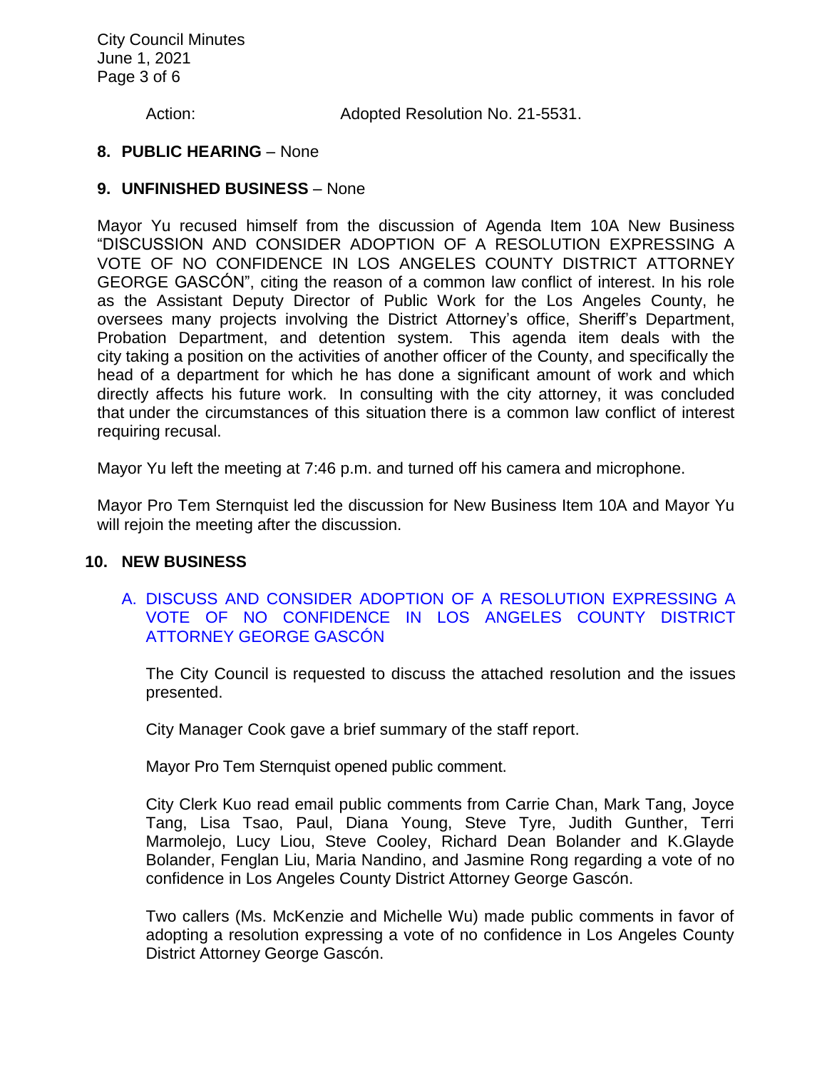Action: Adopted Resolution No. 21-5531.

**8. PUBLIC HEARING** – None

**9. UNFINISHED BUSINESS** – None

Mayor Yu recused himself from the discussion of Agenda Item 10A New Business "DISCUSSION AND CONSIDER ADOPTION OF A RESOLUTION EXPRESSING A VOTE OF NO CONFIDENCE IN LOS ANGELES COUNTY DISTRICT ATTORNEY GEORGE GASCÓN", citing the reason of a common law conflict of interest. In his role as the Assistant Deputy Director of Public Work for the Los Angeles County, he oversees many projects involving the District Attorney's office, Sheriff's Department, Probation Department, and detention system. This agenda item deals with the city taking a position on the activities of another officer of the County, and specifically the head of a department for which he has done a significant amount of work and which directly affects his future work. In consulting with the city attorney, it was concluded that under the circumstances of this situation there is a common law conflict of interest requiring recusal.

Mayor Yu left the meeting at 7:46 p.m. and turned off his camera and microphone.

Mayor Pro Tem Sternquist led the discussion for New Business Item 10A and Mayor Yu will rejoin the meeting after the discussion.

**10. NEW BUSINESS**

A. DISCUSS AND CONSIDER ADOPTION OF A RESOLUTION EXPRESSING A VOTE OF NO CONFIDENCE IN LOS ANGELES COUNTY DISTRICT ATTORNEY GEORGE GASCÓN

The City Council is requested to discuss the attached resolution and the issues presented.

City Manager Cook gave a brief summary of the staff report.

Mayor Pro Tem Sternquist opened public comment.

City Clerk Kuo read email public comments from Carrie Chan, Mark Tang, Joyce Tang, Lisa Tsao, Paul, Diana Young, Steve Tyre, Judith Gunther, Terri Marmolejo, Lucy Liou, Steve Cooley, Richard Dean Bolander and K.Glayde Bolander, Fenglan Liu, Maria Nandino, and Jasmine Rong regarding a vote of no confidence in Los Angeles County District Attorney George Gascón.

Two callers (Ms. McKenzie and Michelle Wu) made public comments in favor of adopting a resolution expressing a vote of no confidence in Los Angeles County District Attorney George Gascón.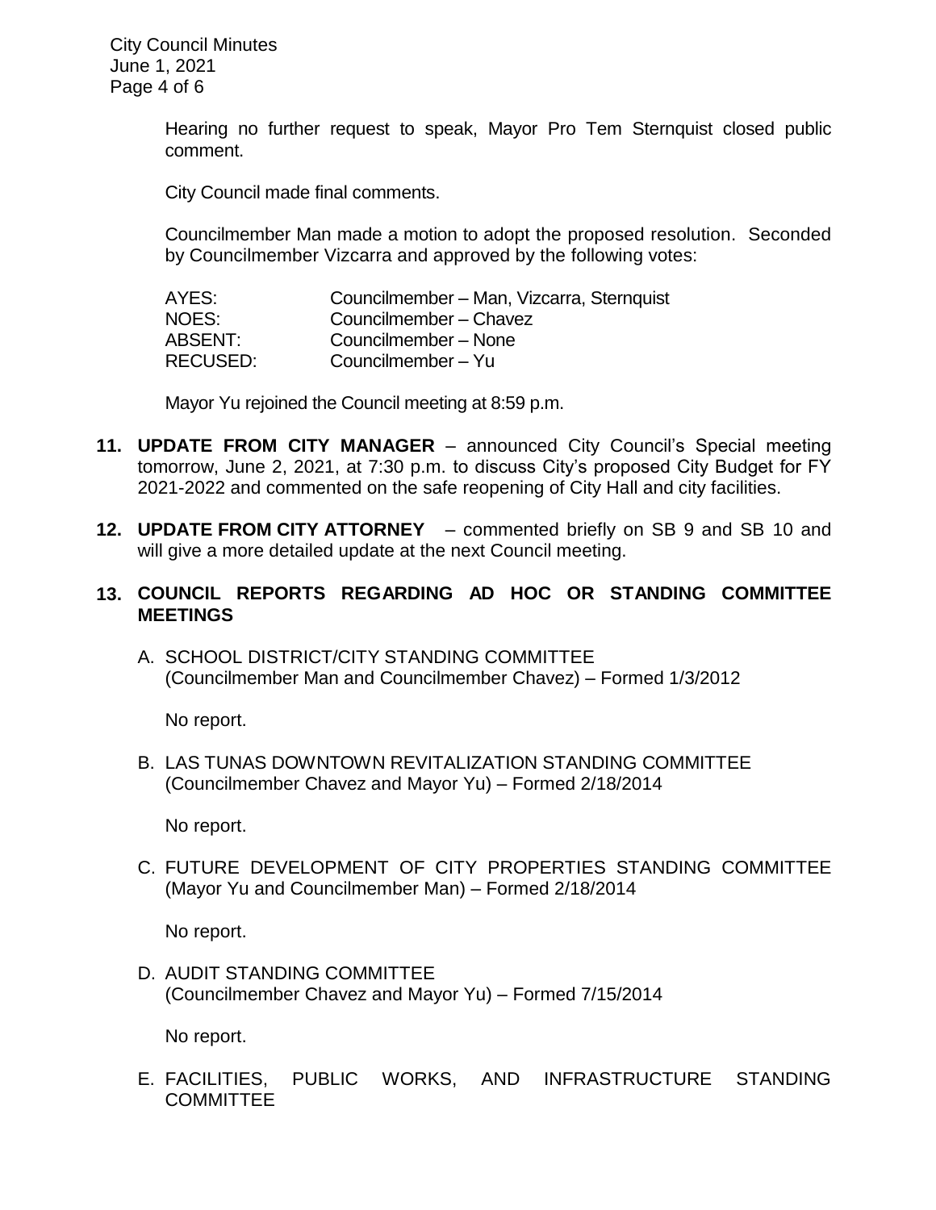Hearing no further request to speak, Mayor Pro Tem Sternquist closed public comment.

City Council made final comments.

Councilmember Man made a motion to adopt the proposed resolution. Seconded by Councilmember Vizcarra and approved by the following votes:

| | |
|---|---|
| AYES: | Councilmember – Man, Vizcarra, Sternquist |
| NOES: | Councilmember – Chavez |
| ABSENT: | Councilmember – None |
| RECUSED: | Councilmember – Yu |

Mayor Yu rejoined the Council meeting at 8:59 p.m.

**11. UPDATE FROM CITY MANAGER** – announced City Council's Special meeting tomorrow, June 2, 2021, at 7:30 p.m. to discuss City's proposed City Budget for FY 2021-2022 and commented on the safe reopening of City Hall and city facilities.

**12. UPDATE FROM CITY ATTORNEY** – commented briefly on SB 9 and SB 10 and will give a more detailed update at the next Council meeting.

**13. COUNCIL REPORTS REGARDING AD HOC OR STANDING COMMITTEE MEETINGS**

A. SCHOOL DISTRICT/CITY STANDING COMMITTEE
(Councilmember Man and Councilmember Chavez) – Formed 1/3/2012

No report.

B. LAS TUNAS DOWNTOWN REVITALIZATION STANDING COMMITTEE
(Councilmember Chavez and Mayor Yu) – Formed 2/18/2014

No report.

C. FUTURE DEVELOPMENT OF CITY PROPERTIES STANDING COMMITTEE
(Mayor Yu and Councilmember Man) – Formed 2/18/2014

No report.

D. AUDIT STANDING COMMITTEE
(Councilmember Chavez and Mayor Yu) – Formed 7/15/2014

No report.

E. FACILITIES, PUBLIC WORKS, AND INFRASTRUCTURE STANDING COMMITTEE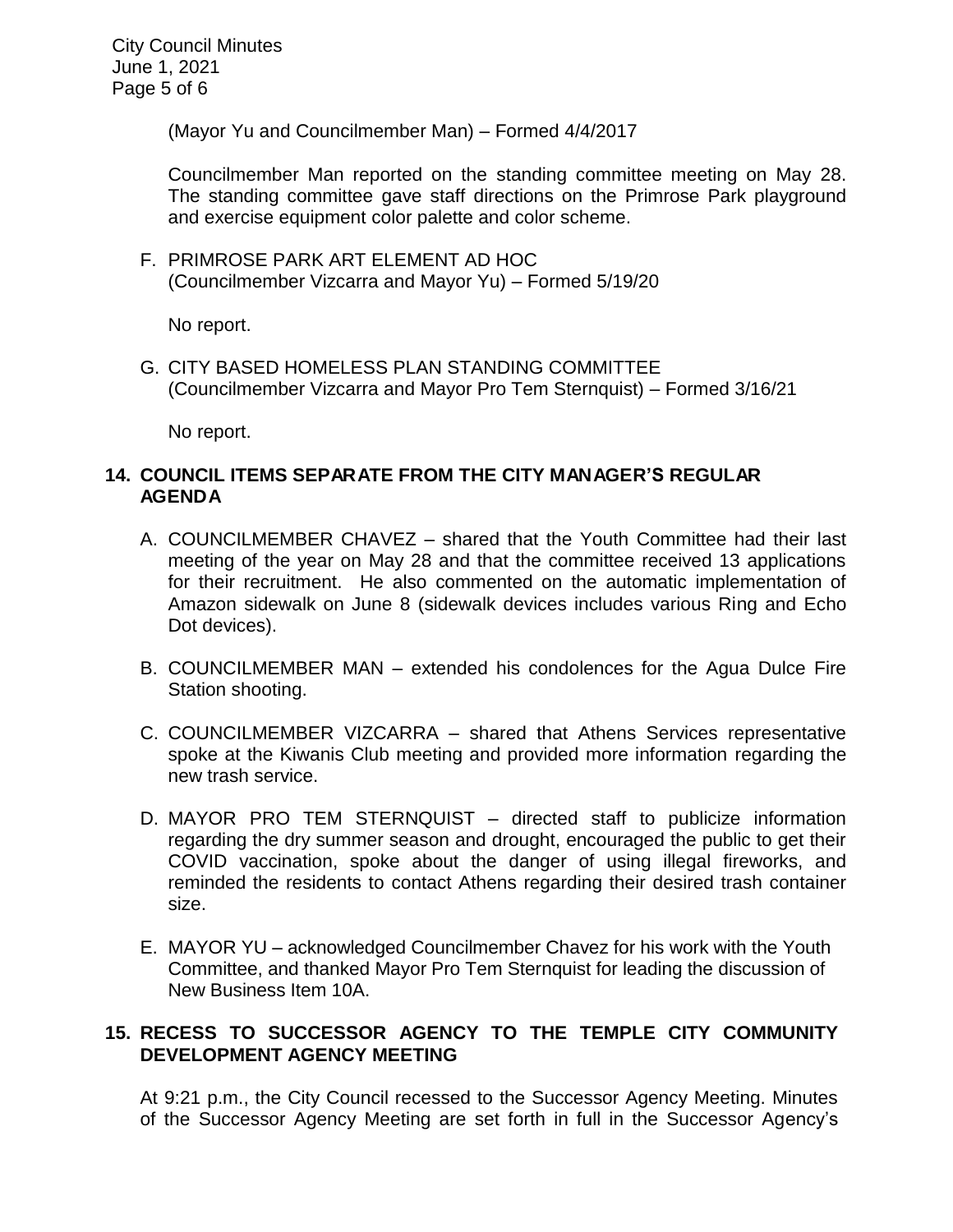(Mayor Yu and Councilmember Man) – Formed 4/4/2017

Councilmember Man reported on the standing committee meeting on May 28. The standing committee gave staff directions on the Primrose Park playground and exercise equipment color palette and color scheme.

F. PRIMROSE PARK ART ELEMENT AD HOC
(Councilmember Vizcarra and Mayor Yu) – Formed 5/19/20

No report.

G. CITY BASED HOMELESS PLAN STANDING COMMITTEE
(Councilmember Vizcarra and Mayor Pro Tem Sternquist) – Formed 3/16/21

No report.

## 14. COUNCIL ITEMS SEPARATE FROM THE CITY MANAGER'S REGULAR AGENDA

A. COUNCILMEMBER CHAVEZ – shared that the Youth Committee had their last meeting of the year on May 28 and that the committee received 13 applications for their recruitment. He also commented on the automatic implementation of Amazon sidewalk on June 8 (sidewalk devices includes various Ring and Echo Dot devices).

B. COUNCILMEMBER MAN – extended his condolences for the Agua Dulce Fire Station shooting.

C. COUNCILMEMBER VIZCARRA – shared that Athens Services representative spoke at the Kiwanis Club meeting and provided more information regarding the new trash service.

D. MAYOR PRO TEM STERNQUIST – directed staff to publicize information regarding the dry summer season and drought, encouraged the public to get their COVID vaccination, spoke about the danger of using illegal fireworks, and reminded the residents to contact Athens regarding their desired trash container size.

E. MAYOR YU – acknowledged Councilmember Chavez for his work with the Youth Committee, and thanked Mayor Pro Tem Sternquist for leading the discussion of New Business Item 10A.

## 15. RECESS TO SUCCESSOR AGENCY TO THE TEMPLE CITY COMMUNITY DEVELOPMENT AGENCY MEETING

At 9:21 p.m., the City Council recessed to the Successor Agency Meeting. Minutes of the Successor Agency Meeting are set forth in full in the Successor Agency's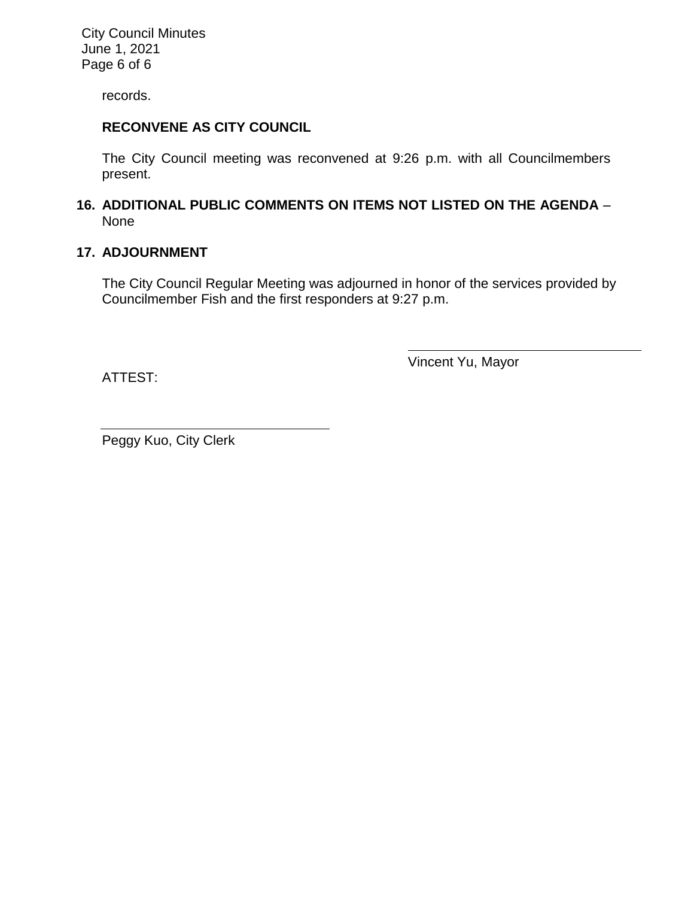records.

**RECONVENE AS CITY COUNCIL**

The City Council meeting was reconvened at 9:26 p.m. with all Councilmembers present.

**16. ADDITIONAL PUBLIC COMMENTS ON ITEMS NOT LISTED ON THE AGENDA** – None

**17. ADJOURNMENT**

The City Council Regular Meeting was adjourned in honor of the services provided by Councilmember Fish and the first responders at 9:27 p.m.

\_\_\_\_\_\_\_\_\_\_\_\_\_\_\_\_\_\_\_\_\_\_\_\_\_\_\_\_\_\_\_\_\_\_
Vincent Yu, Mayor

ATTEST:

\_\_\_\_\_\_\_\_\_\_\_\_\_\_\_\_\_\_\_\_\_\_\_\_\_\_\_\_\_\_\_\_\_\_
Peggy Kuo, City Clerk